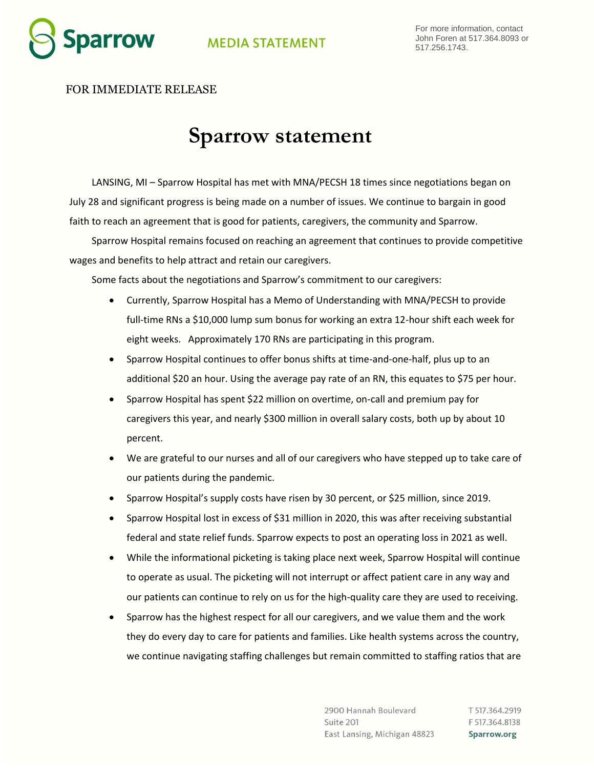**Sparrow** MEDIA STATEMENT

For more information, contact John Foren at 517.364.8093 or 517.256.1743.

FOR IMMEDIATE RELEASE

# Sparrow statement

LANSING, MI – Sparrow Hospital has met with MNA/PECSH 18 times since negotiations began on July 28 and significant progress is being made on a number of issues. We continue to bargain in good faith to reach an agreement that is good for patients, caregivers, the community and Sparrow.

Sparrow Hospital remains focused on reaching an agreement that continues to provide competitive wages and benefits to help attract and retain our caregivers.

Some facts about the negotiations and Sparrow's commitment to our caregivers:

- Currently, Sparrow Hospital has a Memo of Understanding with MNA/PECSH to provide full-time RNs a $10,000 lump sum bonus for working an extra 12-hour shift each week for eight weeks. Approximately 170 RNs are participating in this program.
- Sparrow Hospital continues to offer bonus shifts at time-and-one-half, plus up to an additional $20 an hour. Using the average pay rate of an RN, this equates to $75 per hour.
- Sparrow Hospital has spent $22 million on overtime, on-call and premium pay for caregivers this year, and nearly $300 million in overall salary costs, both up by about 10 percent.
- We are grateful to our nurses and all of our caregivers who have stepped up to take care of our patients during the pandemic.
- Sparrow Hospital's supply costs have risen by 30 percent, or $25 million, since 2019.
- Sparrow Hospital lost in excess of $31 million in 2020, this was after receiving substantial federal and state relief funds. Sparrow expects to post an operating loss in 2021 as well.
- While the informational picketing is taking place next week, Sparrow Hospital will continue to operate as usual. The picketing will not interrupt or affect patient care in any way and our patients can continue to rely on us for the high-quality care they are used to receiving.
- Sparrow has the highest respect for all our caregivers, and we value them and the work they do every day to care for patients and families. Like health systems across the country, we continue navigating staffing challenges but remain committed to staffing ratios that are

2900 Hannah Boulevard
Suite 201
East Lansing, Michigan 48823

T 517.364.2919
F 517.364.8138
Sparrow.org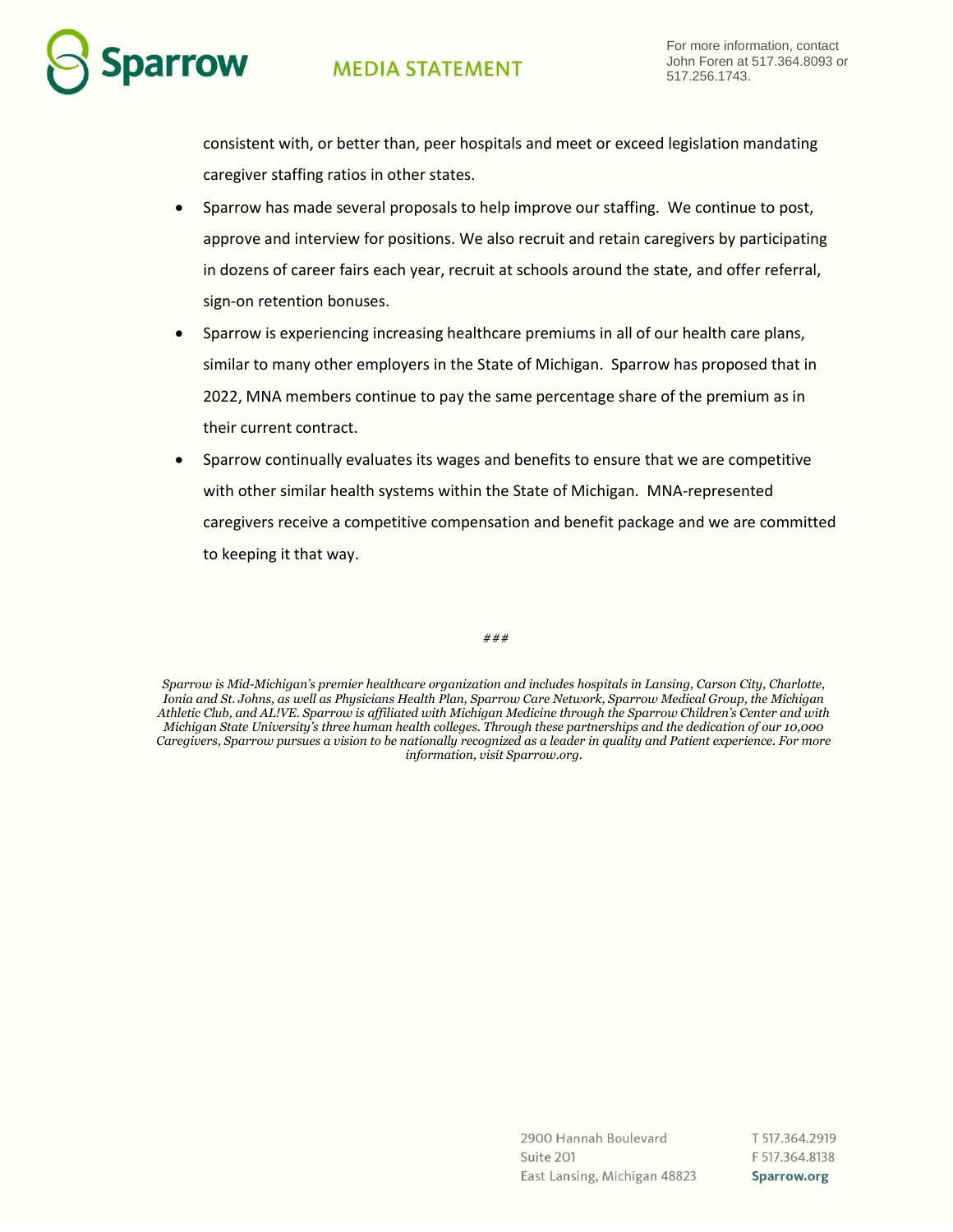consistent with, or better than, peer hospitals and meet or exceed legislation mandating caregiver staffing ratios in other states.

- Sparrow has made several proposals to help improve our staffing. We continue to post, approve and interview for positions. We also recruit and retain caregivers by participating in dozens of career fairs each year, recruit at schools around the state, and offer referral, sign-on retention bonuses.
- Sparrow is experiencing increasing healthcare premiums in all of our health care plans, similar to many other employers in the State of Michigan. Sparrow has proposed that in 2022, MNA members continue to pay the same percentage share of the premium as in their current contract.
- Sparrow continually evaluates its wages and benefits to ensure that we are competitive with other similar health systems within the State of Michigan. MNA-represented caregivers receive a competitive compensation and benefit package and we are committed to keeping it that way.

###

*Sparrow is Mid-Michigan's premier healthcare organization and includes hospitals in Lansing, Carson City, Charlotte, Ionia and St. Johns, as well as Physicians Health Plan, Sparrow Care Network, Sparrow Medical Group, the Michigan Athletic Club, and AL!VE. Sparrow is affiliated with Michigan Medicine through the Sparrow Children's Center and with Michigan State University's three human health colleges. Through these partnerships and the dedication of our 10,000 Caregivers, Sparrow pursues a vision to be nationally recognized as a leader in quality and Patient experience. For more information, visit Sparrow.org.*